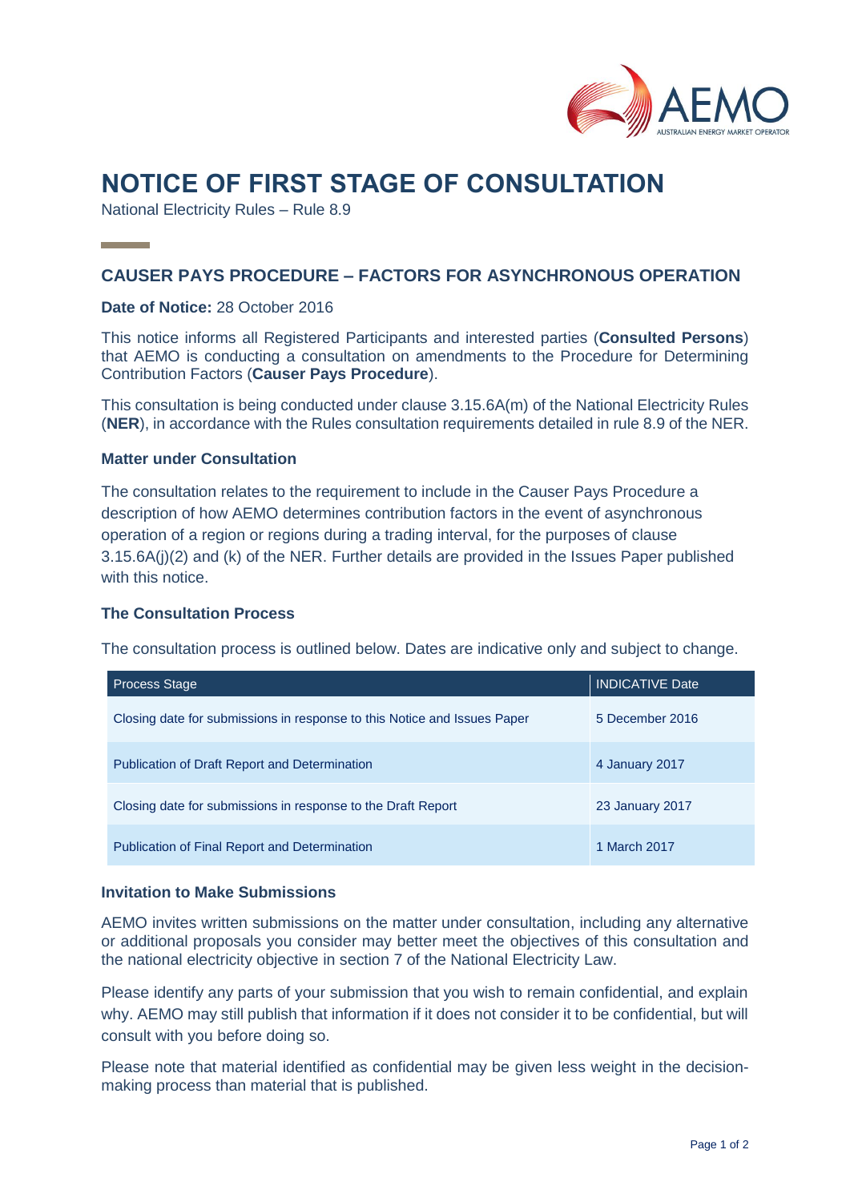# NOTICE OF FIRST STAGE OF CONSULTATION

National Electricity Rules – Rule 8.9

## CAUSER PAYS PROCEDURE – FACTORS FOR ASYNCHRONOUS OPERATION

**Date of Notice:** 28 October 2016

This notice informs all Registered Participants and interested parties (**Consulted Persons**) that AEMO is conducting a consultation on amendments to the Procedure for Determining Contribution Factors (**Causer Pays Procedure**).

This consultation is being conducted under clause 3.15.6A(m) of the National Electricity Rules (**NER**), in accordance with the Rules consultation requirements detailed in rule 8.9 of the NER.

### Matter under Consultation

The consultation relates to the requirement to include in the Causer Pays Procedure a description of how AEMO determines contribution factors in the event of asynchronous operation of a region or regions during a trading interval, for the purposes of clause 3.15.6A(j)(2) and (k) of the NER. Further details are provided in the Issues Paper published with this notice.

### The Consultation Process

The consultation process is outlined below. Dates are indicative only and subject to change.

| Process Stage | INDICATIVE Date |
|---|---|
| Closing date for submissions in response to this Notice and Issues Paper | 5 December 2016 |
| Publication of Draft Report and Determination | 4 January 2017 |
| Closing date for submissions in response to the Draft Report | 23 January 2017 |
| Publication of Final Report and Determination | 1 March 2017 |

### Invitation to Make Submissions

AEMO invites written submissions on the matter under consultation, including any alternative or additional proposals you consider may better meet the objectives of this consultation and the national electricity objective in section 7 of the National Electricity Law.

Please identify any parts of your submission that you wish to remain confidential, and explain why. AEMO may still publish that information if it does not consider it to be confidential, but will consult with you before doing so.

Please note that material identified as confidential may be given less weight in the decision-making process than material that is published.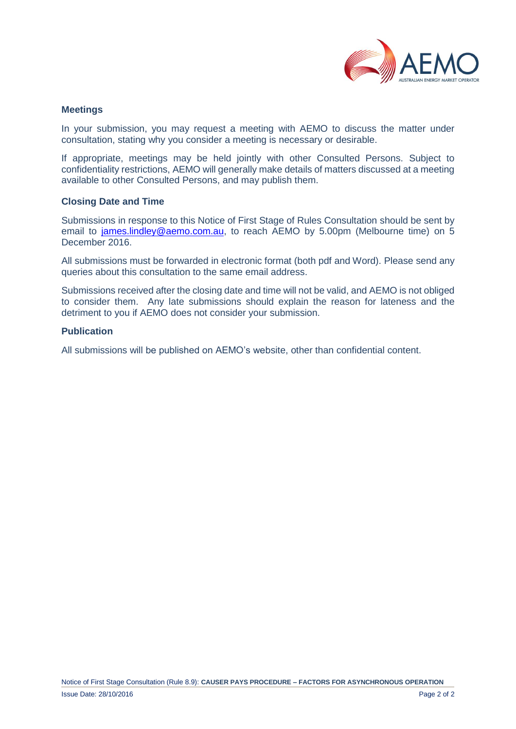## Meetings

In your submission, you may request a meeting with AEMO to discuss the matter under consultation, stating why you consider a meeting is necessary or desirable.

If appropriate, meetings may be held jointly with other Consulted Persons. Subject to confidentiality restrictions, AEMO will generally make details of matters discussed at a meeting available to other Consulted Persons, and may publish them.

## Closing Date and Time

Submissions in response to this Notice of First Stage of Rules Consultation should be sent by email to james.lindley@aemo.com.au, to reach AEMO by 5.00pm (Melbourne time) on 5 December 2016.

All submissions must be forwarded in electronic format (both pdf and Word). Please send any queries about this consultation to the same email address.

Submissions received after the closing date and time will not be valid, and AEMO is not obliged to consider them. Any late submissions should explain the reason for lateness and the detriment to you if AEMO does not consider your submission.

## Publication

All submissions will be published on AEMO's website, other than confidential content.